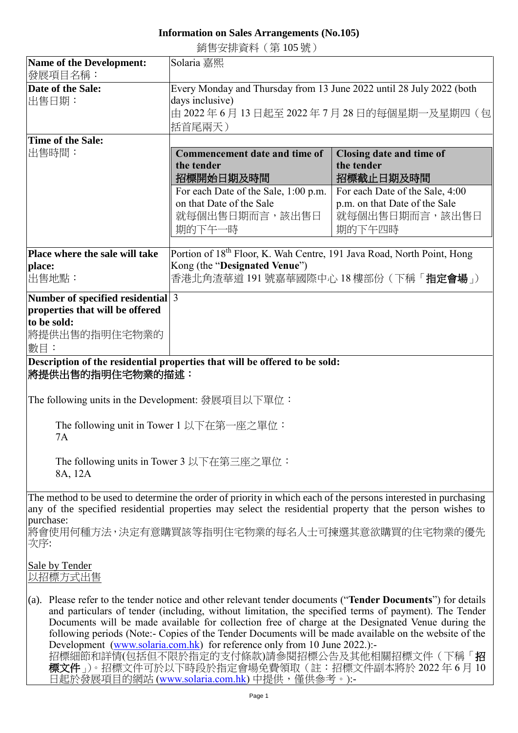# Information on Sales Arrangements (No.105)

銷售安排資料（第 105 號）

| | |
|---|---|
| **Name of the Development:**<br>發展項目名稱： | Solaria 嘉熙 |
| **Date of the Sale:**<br>出售日期： | Every Monday and Thursday from 13 June 2022 until 28 July 2022 (both days inclusive)<br>由 2022 年 6 月 13 日起至 2022 年 7 月 28 日的每個星期一及星期四（包括首尾兩天） |
| **Time of the Sale:**<br>出售時間： | **Commencement date and time of the tender 招標開始日期及時間**: For each Date of the Sale, 1:00 p.m. on that Date of the Sale 就每個出售日期而言，該出售日期的下午一時<br>**Closing date and time of the tender 招標截止日期及時間**: For each Date of the Sale, 4:00 p.m. on that Date of the Sale 就每個出售日期而言，該出售日期的下午四時 |
| **Place where the sale will take place:**<br>出售地點： | Portion of 18th Floor, K. Wah Centre, 191 Java Road, North Point, Hong Kong (the "**Designated Venue**")<br>香港北角渣華道 191 號嘉華國際中心 18 樓部份（下稱「**指定會場**」） |
| **Number of specified residential properties that will be offered to be sold:**<br>將提供出售的指明住宅物業的數目： | 3 |

**Description of the residential properties that will be offered to be sold:**
**將提供出售的指明住宅物業的描述：**

The following units in the Development: 發展項目以下單位：

The following unit in Tower 1 以下在第一座之單位：
7A

The following units in Tower 3 以下在第三座之單位：
8A, 12A

The method to be used to determine the order of priority in which each of the persons interested in purchasing any of the specified residential properties may select the residential property that the person wishes to purchase:
將會使用何種方法，決定有意購買該等指明住宅物業的每名人士可揀選其意欲購買的住宅物業的優先次序:

<u>Sale by Tender</u>
<u>以招標方式出售</u>

(a). Please refer to the tender notice and other relevant tender documents ("**Tender Documents**") for details and particulars of tender (including, without limitation, the specified terms of payment). The Tender Documents will be made available for collection free of charge at the Designated Venue during the following periods (Note:- Copies of the Tender Documents will be made available on the website of the Development (www.solaria.com.hk) for reference only from 10 June 2022.):-
招標細節和詳情(包括但不限於指定的支付條款)請參閱招標公告及其他相關招標文件（下稱「**招標文件**」）。招標文件可於以下時段於指定會場免費領取（註：招標文件副本將於 2022 年 6 月 10 日起於發展項目的網站 (www.solaria.com.hk) 中提供，僅供參考。):-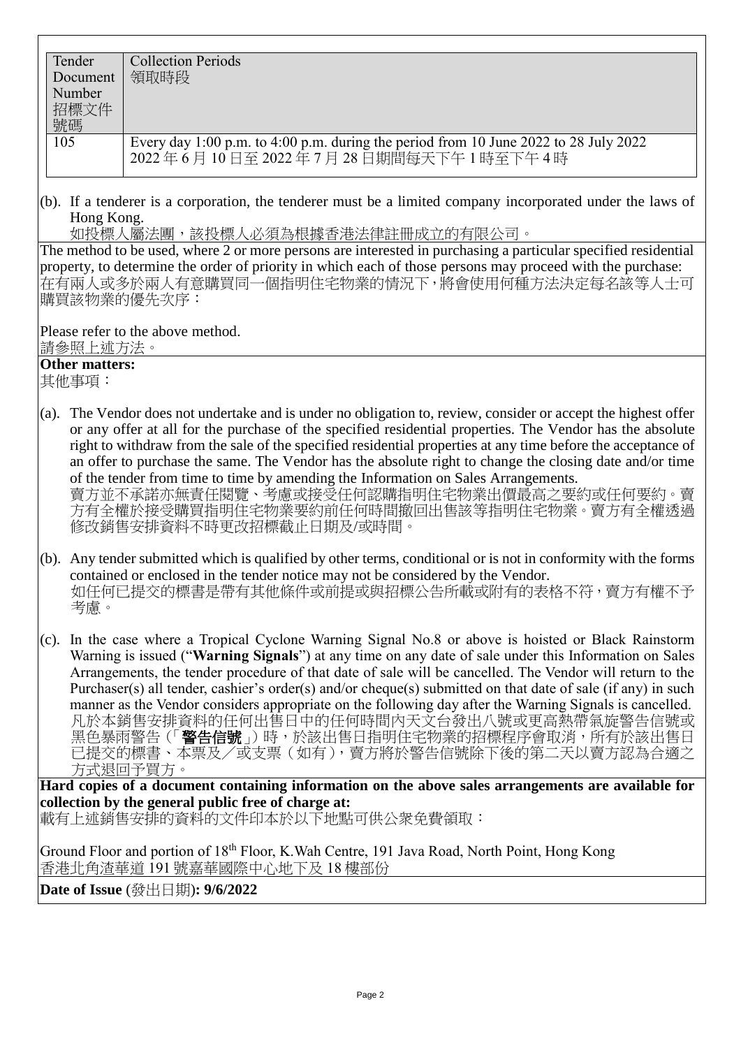| Tender Document Number<br>招標文件號碼 | Collection Periods<br>領取時段 |
|---|---|
| 105 | Every day 1:00 p.m. to 4:00 p.m. during the period from 10 June 2022 to 28 July 2022<br>2022 年 6 月 10 日至 2022 年 7 月 28 日期間每天下午 1 時至下午 4 時 |

(b). If a tenderer is a corporation, the tenderer must be a limited company incorporated under the laws of Hong Kong.
如投標人屬法團，該投標人必須為根據香港法律註冊成立的有限公司。

The method to be used, where 2 or more persons are interested in purchasing a particular specified residential property, to determine the order of priority in which each of those persons may proceed with the purchase:
在有兩人或多於兩人有意購買同一個指明住宅物業的情況下，將會使用何種方法決定每名該等人士可購買該物業的優先次序：

Please refer to the above method.
請參照上述方法。

**Other matters:**
其他事項：

(a). The Vendor does not undertake and is under no obligation to, review, consider or accept the highest offer or any offer at all for the purchase of the specified residential properties. The Vendor has the absolute right to withdraw from the sale of the specified residential properties at any time before the acceptance of an offer to purchase the same. The Vendor has the absolute right to change the closing date and/or time of the tender from time to time by amending the Information on Sales Arrangements.
賣方並不承諾亦無責任閱覽、考慮或接受任何認購指明住宅物業出價最高之要約或任何要約。賣方有全權於接受購買指明住宅物業要約前任何時間撤回出售該等指明住宅物業。賣方有全權透過修改銷售安排資料不時更改招標截止日期及/或時間。

(b). Any tender submitted which is qualified by other terms, conditional or is not in conformity with the forms contained or enclosed in the tender notice may not be considered by the Vendor.
如任何已提交的標書是帶有其他條件或前提或與招標公告所載或附有的表格不符，賣方有權不予考慮。

(c). In the case where a Tropical Cyclone Warning Signal No.8 or above is hoisted or Black Rainstorm Warning is issued ("**Warning Signals**") at any time on any date of sale under this Information on Sales Arrangements, the tender procedure of that date of sale will be cancelled. The Vendor will return to the Purchaser(s) all tender, cashier's order(s) and/or cheque(s) submitted on that date of sale (if any) in such manner as the Vendor considers appropriate on the following day after the Warning Signals is cancelled.
凡於本銷售安排資料的任何出售日中的任何時間內天文台發出八號或更高熱帶氣旋警告信號或黑色暴雨警告（「**警告信號**」）時，於該出售日指明住宅物業的招標程序會取消，所有於該出售日已提交的標書、本票及／或支票（如有），賣方將於警告信號除下後的第二天以賣方認為合適之方式退回予買方。

**Hard copies of a document containing information on the above sales arrangements are available for collection by the general public free of charge at:**
載有上述銷售安排的資料的文件印本於以下地點可供公眾免費領取：

Ground Floor and portion of 18th Floor, K.Wah Centre, 191 Java Road, North Point, Hong Kong
香港北角渣華道 191 號嘉華國際中心地下及 18 樓部份

**Date of Issue** (發出日期)**: 9/6/2022**